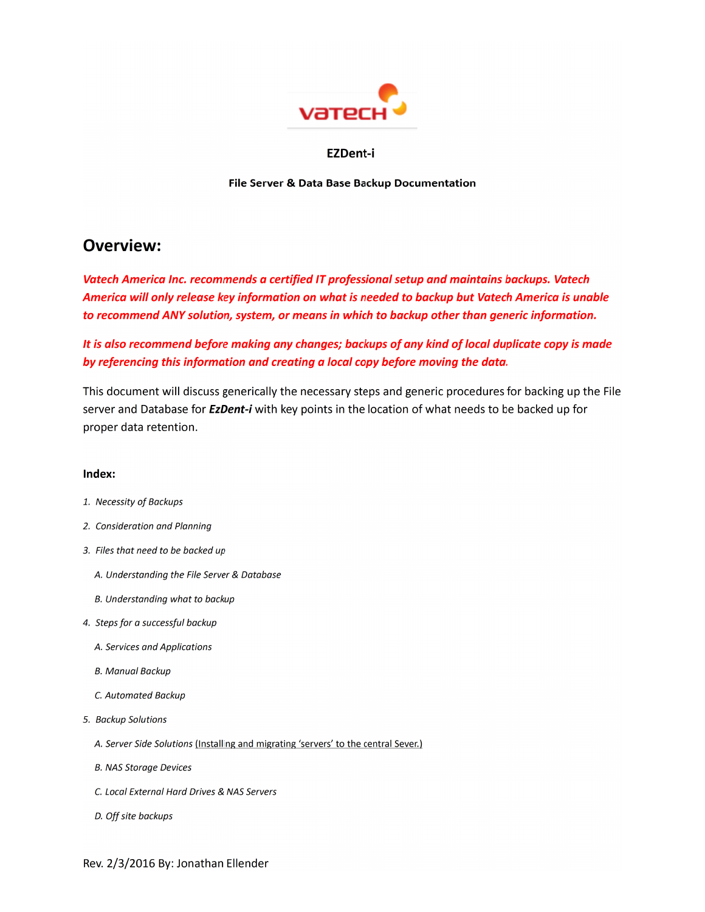EZDent-i

**File Server & Data Base Backup Documentation**

## Overview:

***Vatech America Inc. recommends a certified IT professional setup and maintains backups. Vatech America will only release key information on what is needed to backup but Vatech America is unable to recommend ANY solution, system, or means in which to backup other than generic information.***

***It is also recommend before making any changes; backups of any kind of local duplicate copy is made by referencing this information and creating a local copy before moving the data.***

This document will discuss generically the necessary steps and generic procedures for backing up the File server and Database for ***EzDent-i*** with key points in the location of what needs to be backed up for proper data retention.

**Index:**

1. *Necessity of Backups*
2. *Consideration and Planning*
3. *Files that need to be backed up*
   - *A. Understanding the File Server & Database*
   - *B. Understanding what to backup*
4. *Steps for a successful backup*
   - *A. Services and Applications*
   - *B. Manual Backup*
   - *C. Automated Backup*
5. *Backup Solutions*
   - *A. Server Side Solutions* (Installing and migrating 'servers' to the central Sever.)
   - *B. NAS Storage Devices*
   - *C. Local External Hard Drives & NAS Servers*
   - *D. Off site backups*

Rev. 2/3/2016 By: Jonathan Ellender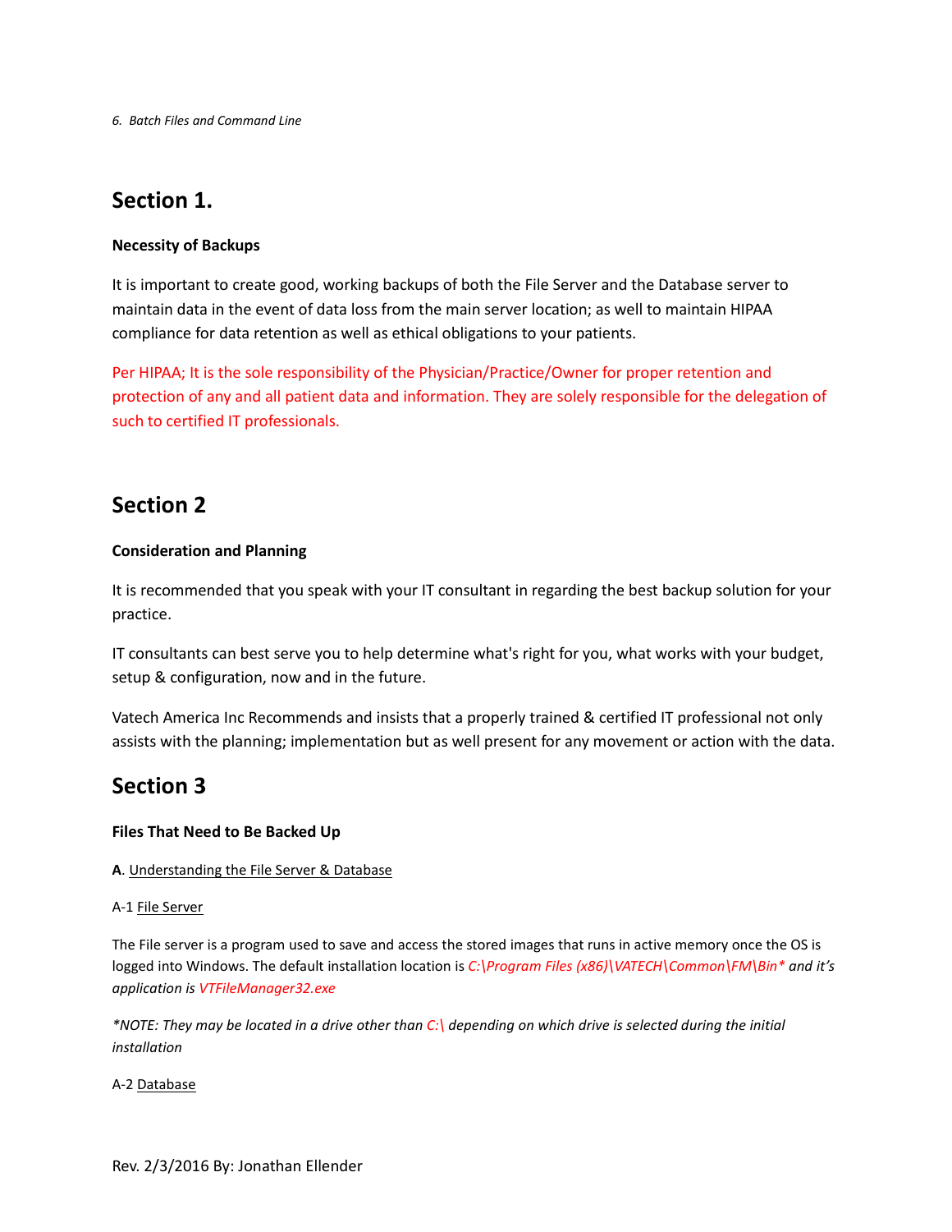*6. Batch Files and Command Line*

## Section 1.

**Necessity of Backups**

It is important to create good, working backups of both the File Server and the Database server to maintain data in the event of data loss from the main server location; as well to maintain HIPAA compliance for data retention as well as ethical obligations to your patients.

Per HIPAA; It is the sole responsibility of the Physician/Practice/Owner for proper retention and protection of any and all patient data and information. They are solely responsible for the delegation of such to certified IT professionals.

## Section 2

**Consideration and Planning**

It is recommended that you speak with your IT consultant in regarding the best backup solution for your practice.

IT consultants can best serve you to help determine what's right for you, what works with your budget, setup & configuration, now and in the future.

Vatech America Inc Recommends and insists that a properly trained & certified IT professional not only assists with the planning; implementation but as well present for any movement or action with the data.

## Section 3

**Files That Need to Be Backed Up**

**A**. Understanding the File Server & Database

A-1 File Server

The File server is a program used to save and access the stored images that runs in active memory once the OS is logged into Windows. The default installation location is *C:\Program Files (x86)\VATECH\Common\FM\Bin* and it's application is VTFileManager32.exe*

**NOTE: They may be located in a drive other than C:\ depending on which drive is selected during the initial installation*

A-2 Database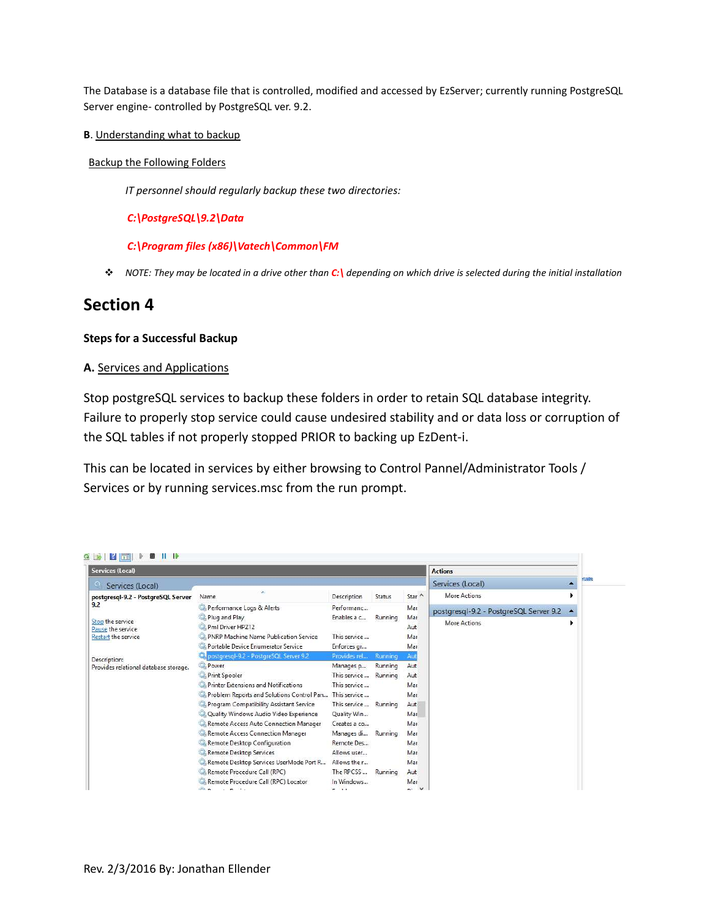The Database is a database file that is controlled, modified and accessed by EzServer; currently running PostgreSQL Server engine- controlled by PostgreSQL ver. 9.2.

**B**. Understanding what to backup

Backup the Following Folders

*IT personnel should regularly backup these two directories:*

***C:\PostgreSQL\9.2\Data***

***C:\Program files (x86)\Vatech\Common\FM***

- *NOTE: They may be located in a drive other than **C:\** depending on which drive is selected during the initial installation*

# Section 4

**Steps for a Successful Backup**

**A.** Services and Applications

Stop postgreSQL services to backup these folders in order to retain SQL database integrity. Failure to properly stop service could cause undesired stability and or data loss or corruption of the SQL tables if not properly stopped PRIOR to backing up EzDent-i.

This can be located in services by either browsing to Control Pannel/Administrator Tools / Services or by running services.msc from the run prompt.

Rev. 2/3/2016 By: Jonathan Ellender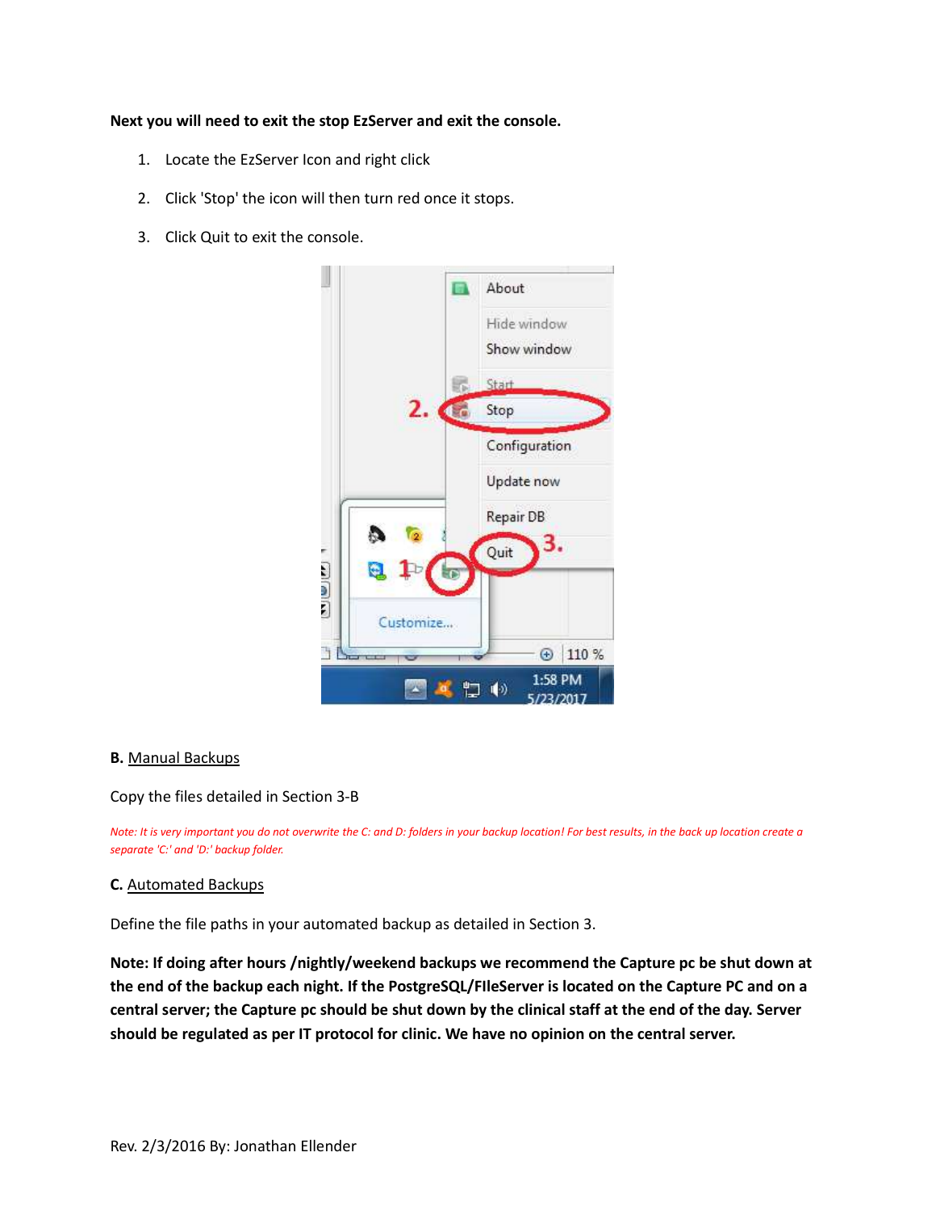**Next you will need to exit the stop EzServer and exit the console.**

1. Locate the EzServer Icon and right click
2. Click 'Stop' the icon will then turn red once it stops.
3. Click Quit to exit the console.

**B.** Manual Backups

Copy the files detailed in Section 3-B

*Note: It is very important you do not overwrite the C: and D: folders in your backup location! For best results, in the back up location create a separate 'C:' and 'D:' backup folder.*

**C.** Automated Backups

Define the file paths in your automated backup as detailed in Section 3.

**Note: If doing after hours /nightly/weekend backups we recommend the Capture pc be shut down at the end of the backup each night. If the PostgreSQL/FIleServer is located on the Capture PC and on a central server; the Capture pc should be shut down by the clinical staff at the end of the day. Server should be regulated as per IT protocol for clinic. We have no opinion on the central server.**

Rev. 2/3/2016 By: Jonathan Ellender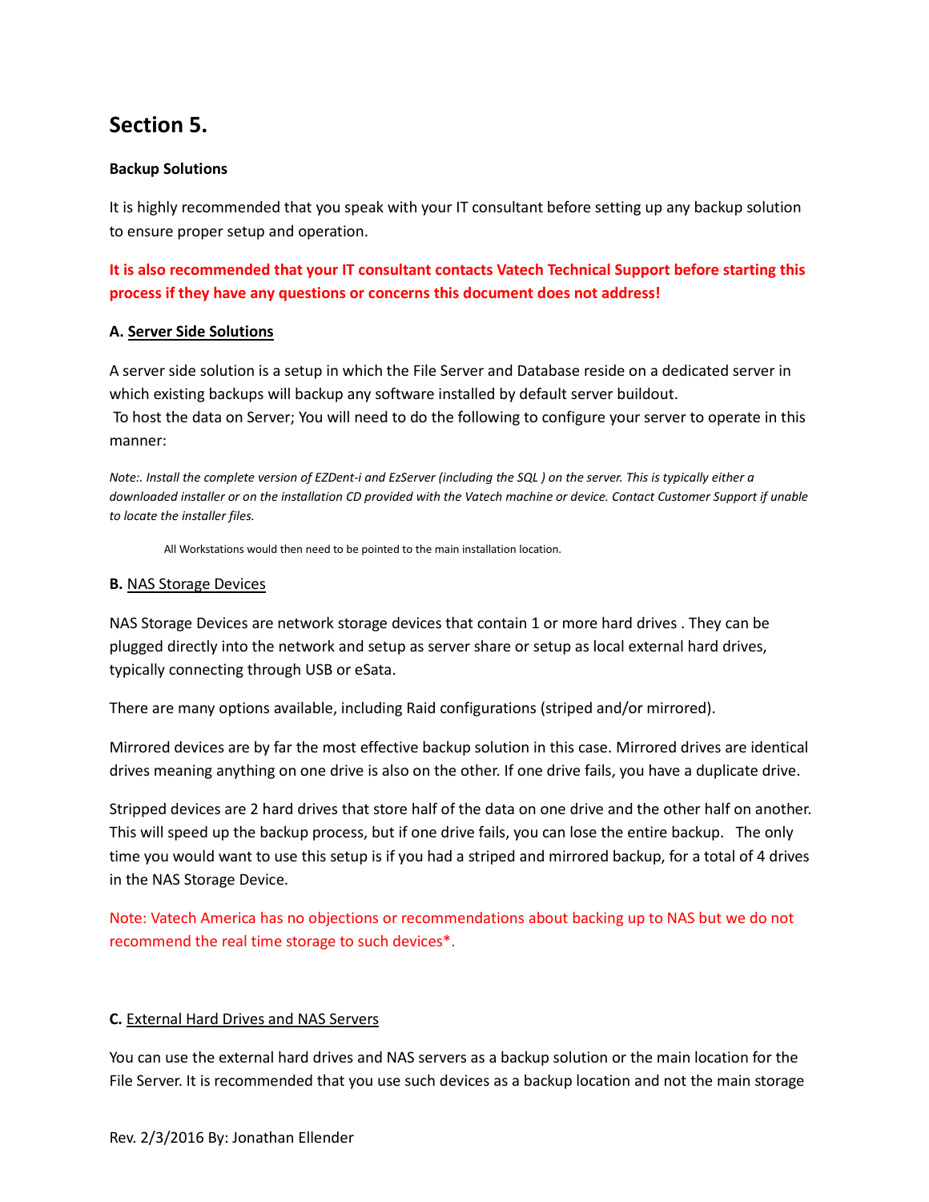## Section 5.

**Backup Solutions**

It is highly recommended that you speak with your IT consultant before setting up any backup solution to ensure proper setup and operation.

**It is also recommended that your IT consultant contacts Vatech Technical Support before starting this process if they have any questions or concerns this document does not address!**

**A.** **Server Side Solutions**

A server side solution is a setup in which the File Server and Database reside on a dedicated server in which existing backups will backup any software installed by default server buildout.
To host the data on Server; You will need to do the following to configure your server to operate in this manner:

*Note:. Install the complete version of EZDent-i and EzServer (including the SQL ) on the server. This is typically either a downloaded installer or on the installation CD provided with the Vatech machine or device. Contact Customer Support if unable to locate the installer files.*

All Workstations would then need to be pointed to the main installation location.

**B.** NAS Storage Devices

NAS Storage Devices are network storage devices that contain 1 or more hard drives . They can be plugged directly into the network and setup as server share or setup as local external hard drives, typically connecting through USB or eSata.

There are many options available, including Raid configurations (striped and/or mirrored).

Mirrored devices are by far the most effective backup solution in this case. Mirrored drives are identical drives meaning anything on one drive is also on the other. If one drive fails, you have a duplicate drive.

Stripped devices are 2 hard drives that store half of the data on one drive and the other half on another. This will speed up the backup process, but if one drive fails, you can lose the entire backup. The only time you would want to use this setup is if you had a striped and mirrored backup, for a total of 4 drives in the NAS Storage Device.

Note: Vatech America has no objections or recommendations about backing up to NAS but we do not recommend the real time storage to such devices*.

**C.** External Hard Drives and NAS Servers

You can use the external hard drives and NAS servers as a backup solution or the main location for the File Server. It is recommended that you use such devices as a backup location and not the main storage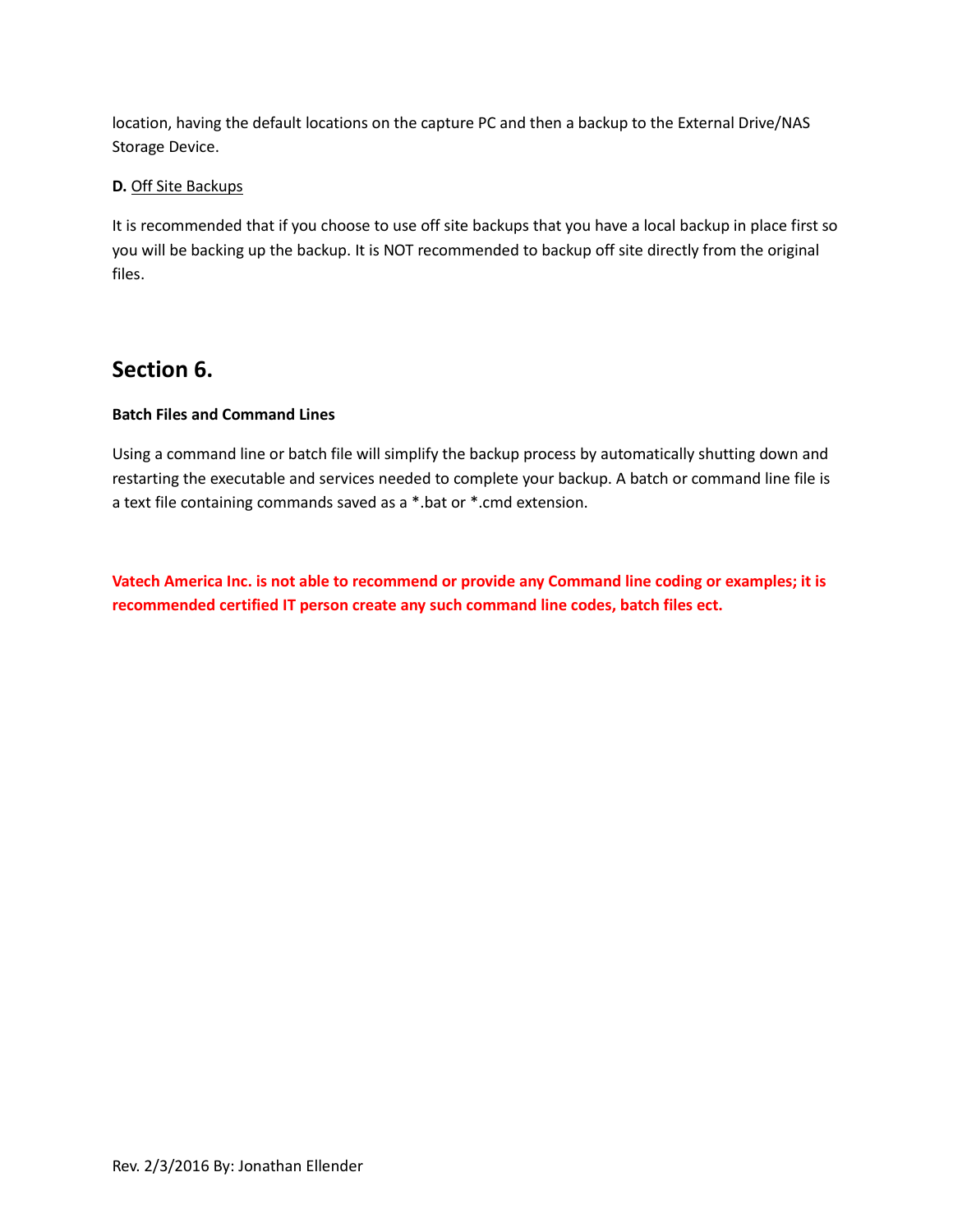location, having the default locations on the capture PC and then a backup to the External Drive/NAS Storage Device.

**D.** Off Site Backups

It is recommended that if you choose to use off site backups that you have a local backup in place first so you will be backing up the backup. It is NOT recommended to backup off site directly from the original files.

## Section 6.

**Batch Files and Command Lines**

Using a command line or batch file will simplify the backup process by automatically shutting down and restarting the executable and services needed to complete your backup. A batch or command line file is a text file containing commands saved as a *.bat or *.cmd extension.

**Vatech America Inc. is not able to recommend or provide any Command line coding or examples; it is recommended certified IT person create any such command line codes, batch files ect.**

Rev. 2/3/2016 By: Jonathan Ellender